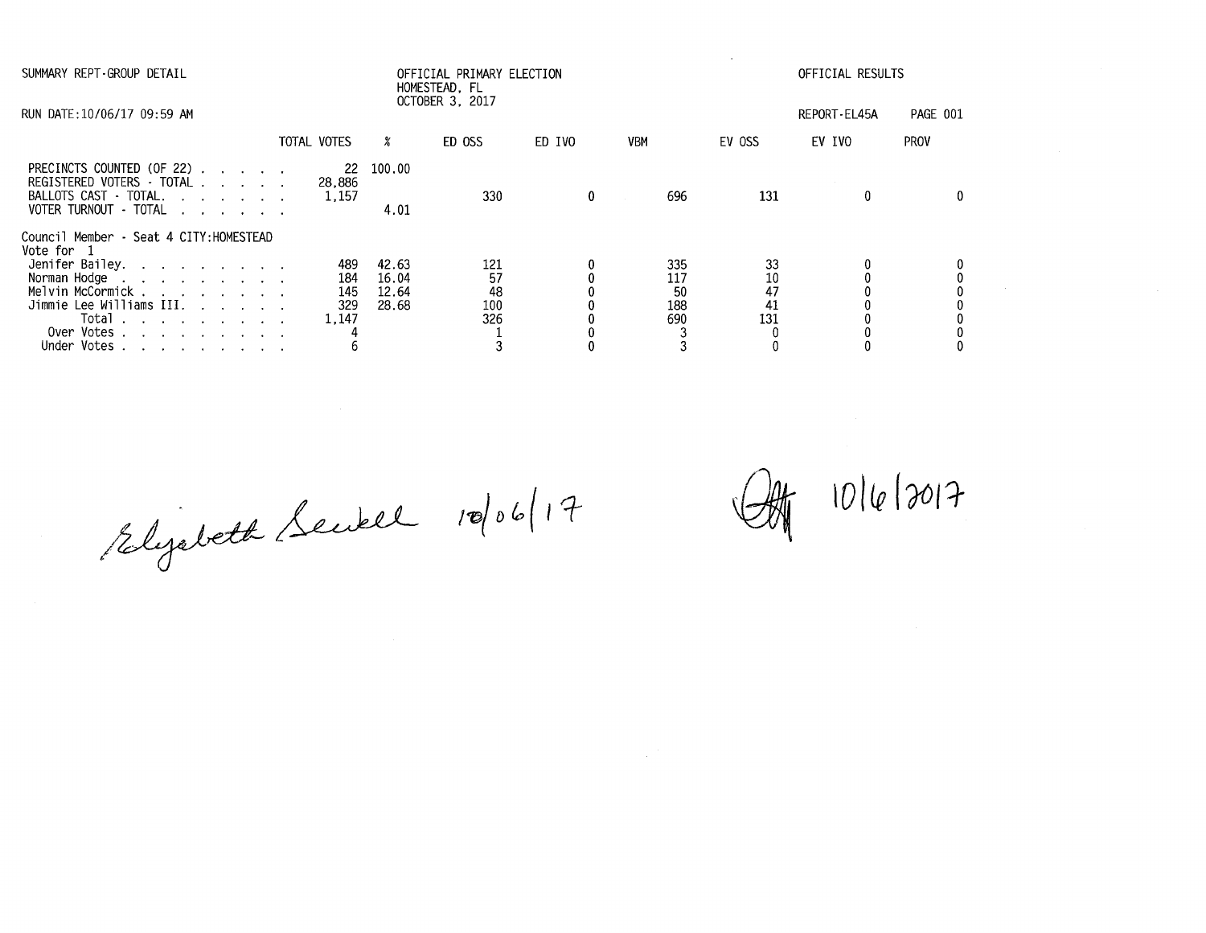SUMMARY REPT-GROUP DETAIL

OFFICIAL PRIMARY ELECTION
HOMESTEAD, FL
OCTOBER 3, 2017

OFFICIAL RESULTS

RUN DATE:10/06/17 09:59 AM

REPORT-EL45A PAGE 001

| | TOTAL VOTES | % | ED OSS | ED IVO | VBM | EV OSS | EV IVO | PROV |
|---|---|---|---|---|---|---|---|---|
| PRECINCTS COUNTED (OF 22) . . . . . | 22 | 100.00 | | | | | | |
| REGISTERED VOTERS - TOTAL . . . . . | 28,886 | | | | | | | |
| BALLOTS CAST - TOTAL. . . . . . . | 1,157 | | 330 | 0 | 696 | 131 | 0 | 0 |
| VOTER TURNOUT - TOTAL . . . . . . | | 4.01 | | | | | | |

Council Member - Seat 4 CITY:HOMESTEAD
Vote for 1

| | TOTAL VOTES | % | ED OSS | ED IVO | VBM | EV OSS | EV IVO | PROV |
|---|---|---|---|---|---|---|---|---|
| Jenifer Bailey. . . . . . . . . . | 489 | 42.63 | 121 | 0 | 335 | 33 | 0 | 0 |
| Norman Hodge . . . . . . . . . . | 184 | 16.04 | 57 | 0 | 117 | 10 | 0 | 0 |
| Melvin McCormick . . . . . . . . . | 145 | 12.64 | 48 | 0 | 50 | 47 | 0 | 0 |
| Jimmie Lee Williams III. . . . . . | 329 | 28.68 | 100 | 0 | 188 | 41 | 0 | 0 |
| Total . . . . . . . . . . | 1,147 | | 326 | 0 | 690 | 131 | 0 | 0 |
| Over Votes . . . . . . . . . . | 4 | | 1 | 0 | 3 | 0 | 0 | 0 |
| Under Votes . . . . . . . . . . | 6 | | 3 | 0 | 3 | 0 | 0 | 0 |

Elizabeth Sewell 10/06/17

[initials] 10/6/2017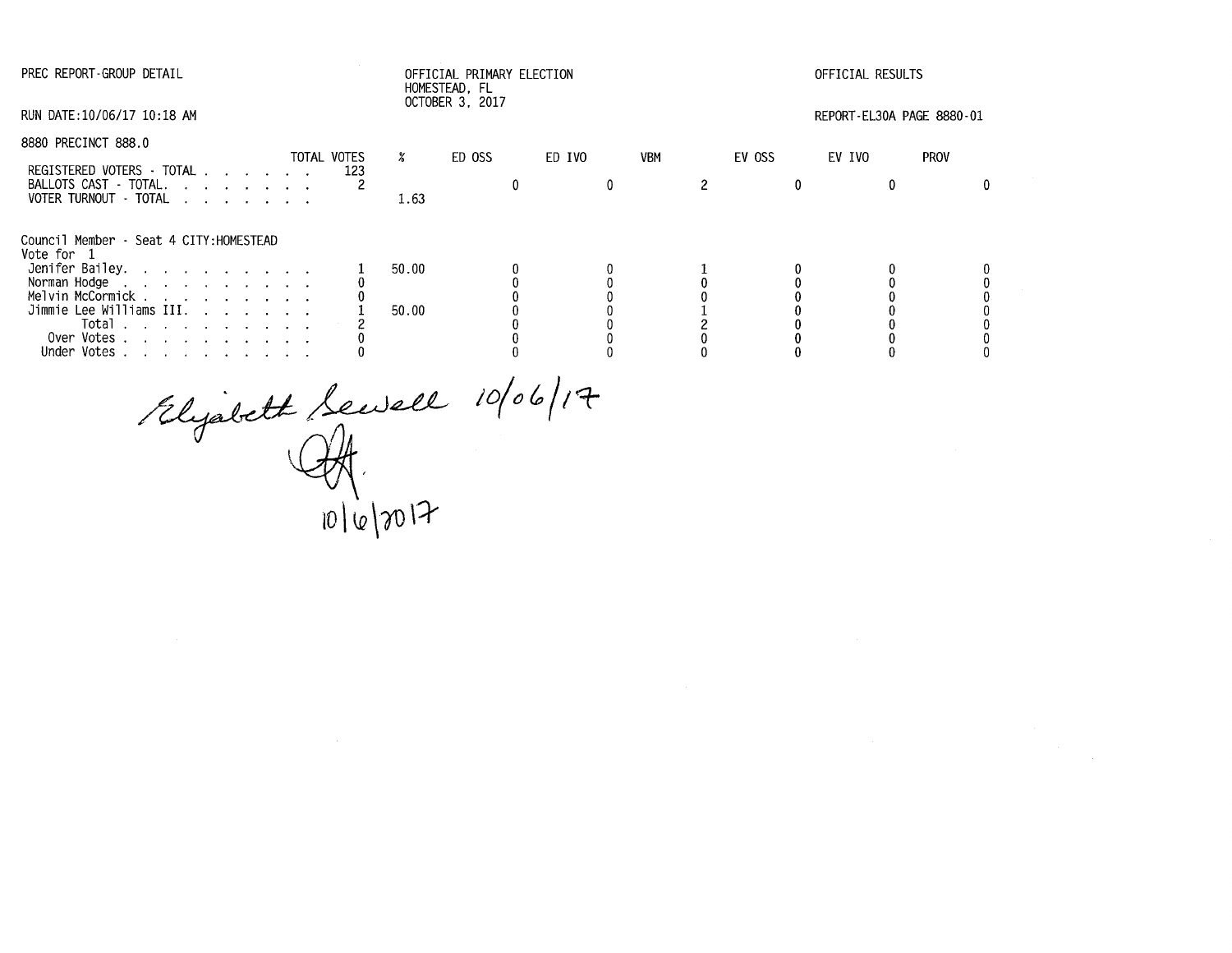PREC REPORT-GROUP DETAIL

OFFICIAL PRIMARY ELECTION
HOMESTEAD, FL
OCTOBER 3, 2017

OFFICIAL RESULTS

RUN DATE:10/06/17 10:18 AM

REPORT-EL30A PAGE 8880-01

8880 PRECINCT 888.0

| | TOTAL VOTES | % | ED OSS | ED IVO | VBM | EV OSS | EV IVO | PROV |
|---|---|---|---|---|---|---|---|---|
| REGISTERED VOTERS - TOTAL . . . . . . . | 123 | | | | | | | |
| BALLOTS CAST - TOTAL. . . . . . . . | 2 | | 0 | 0 | 2 | 0 | 0 | 0 |
| VOTER TURNOUT - TOTAL . . . . . . . . | | 1.63 | | | | | | |

Council Member - Seat 4 CITY:HOMESTEAD
Vote for 1

| | TOTAL VOTES | % | ED OSS | ED IVO | VBM | EV OSS | EV IVO | PROV |
|---|---|---|---|---|---|---|---|---|
| Jenifer Bailey. . . . . . . . . . | 1 | 50.00 | 0 | 0 | 1 | 0 | 0 | 0 |
| Norman Hodge . . . . . . . . . . | 0 | | 0 | 0 | 0 | 0 | 0 | 0 |
| Melvin McCormick . . . . . . . . . | 0 | | 0 | 0 | 0 | 0 | 0 | 0 |
| Jimmie Lee Williams III. . . . . . . | 1 | 50.00 | 0 | 0 | 1 | 0 | 0 | 0 |
| Total . . . . . . . . . . . | 2 | | 0 | 0 | 2 | 0 | 0 | 0 |
| Over Votes . . . . . . . . . . . | 0 | | 0 | 0 | 0 | 0 | 0 | 0 |
| Under Votes . . . . . . . . . . . | 0 | | 0 | 0 | 0 | 0 | 0 | 0 |

Elizabeth Sewell 10/06/17

10/6/2017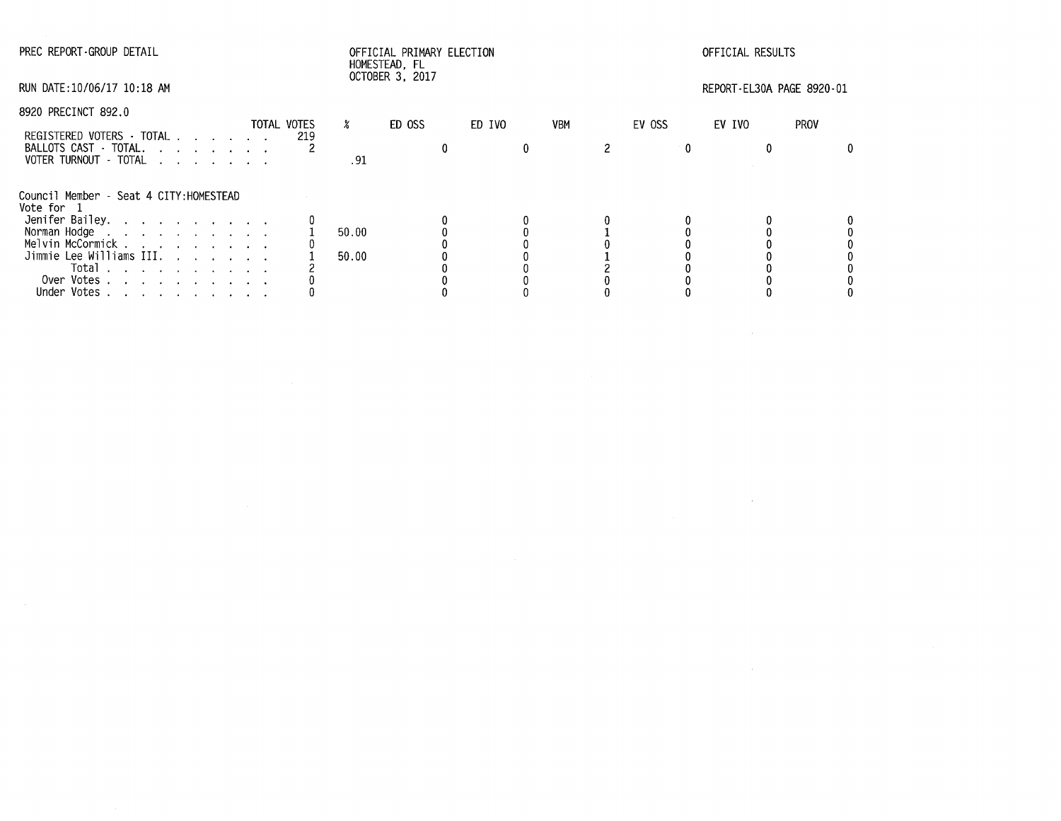PREC REPORT-GROUP DETAIL

OFFICIAL PRIMARY ELECTION
HOMESTEAD, FL
OCTOBER 3, 2017

OFFICIAL RESULTS

RUN DATE:10/06/17 10:18 AM

REPORT-EL30A PAGE 8920-01

8920 PRECINCT 892.0

| | TOTAL VOTES | % | ED OSS | ED IVO | VBM | EV OSS | EV IVO | PROV |
|---|---|---|---|---|---|---|---|---|
| REGISTERED VOTERS - TOTAL | 219 | | | | | | | |
| BALLOTS CAST - TOTAL | 2 | | 0 | 0 | 2 | 0 | 0 | 0 |
| VOTER TURNOUT - TOTAL | | .91 | | | | | | |

Council Member - Seat 4 CITY:HOMESTEAD
Vote for 1

| | TOTAL VOTES | % | ED OSS | ED IVO | VBM | EV OSS | EV IVO | PROV |
|---|---|---|---|---|---|---|---|---|
| Jenifer Bailey | 0 | | 0 | 0 | 0 | 0 | 0 | 0 |
| Norman Hodge | 1 | 50.00 | 0 | 0 | 1 | 0 | 0 | 0 |
| Melvin McCormick | 0 | | 0 | 0 | 0 | 0 | 0 | 0 |
| Jimmie Lee Williams III | 1 | 50.00 | 0 | 0 | 1 | 0 | 0 | 0 |
| Total | 2 | | 0 | 0 | 2 | 0 | 0 | 0 |
| Over Votes | 0 | | 0 | 0 | 0 | 0 | 0 | 0 |
| Under Votes | 0 | | 0 | 0 | 0 | 0 | 0 | 0 |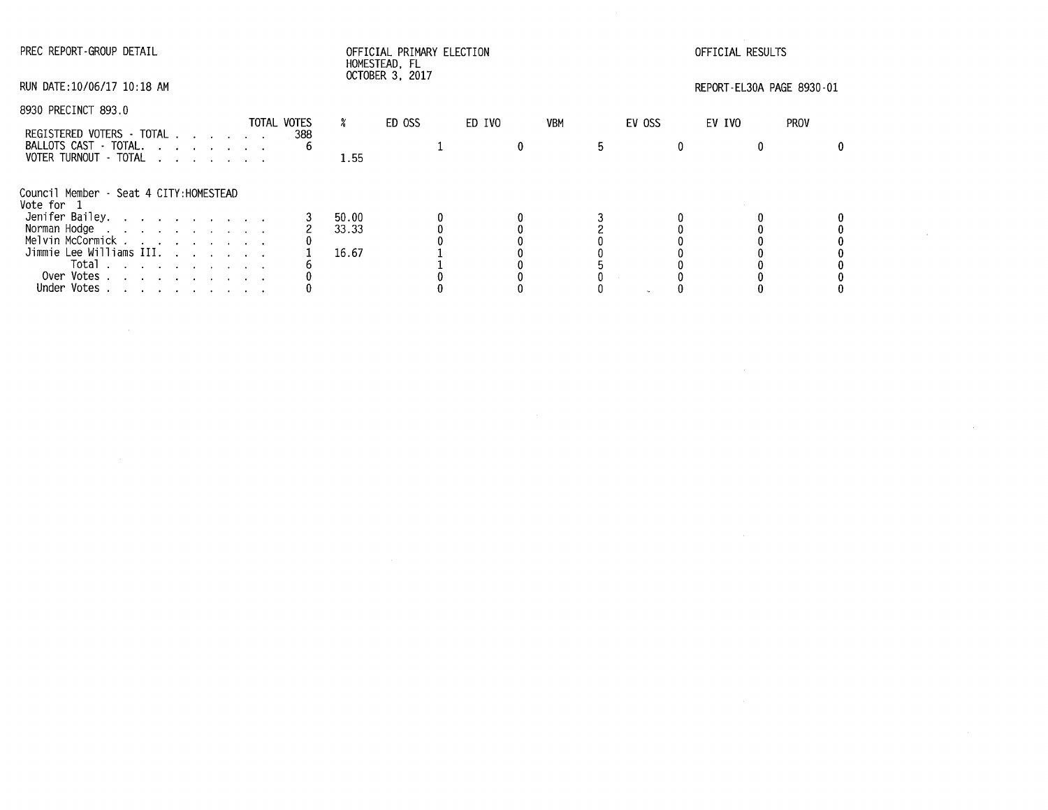PREC REPORT-GROUP DETAIL

OFFICIAL PRIMARY ELECTION
HOMESTEAD, FL
OCTOBER 3, 2017

OFFICIAL RESULTS

RUN DATE:10/06/17 10:18 AM

REPORT-EL30A PAGE 8930-01

8930 PRECINCT 893.0

| | TOTAL VOTES | % | ED OSS | ED IVO | VBM | EV OSS | EV IVO | PROV |
|---|---|---|---|---|---|---|---|---|
| REGISTERED VOTERS - TOTAL | 388 | | | | | | | |
| BALLOTS CAST - TOTAL. | 6 | | 1 | 0 | 5 | 0 | 0 | 0 |
| VOTER TURNOUT - TOTAL | | 1.55 | | | | | | |

Council Member - Seat 4 CITY:HOMESTEAD
Vote for 1

| | TOTAL VOTES | % | ED OSS | ED IVO | VBM | EV OSS | EV IVO | PROV |
|---|---|---|---|---|---|---|---|---|
| Jenifer Bailey. | 3 | 50.00 | 0 | 0 | 3 | 0 | 0 | 0 |
| Norman Hodge | 2 | 33.33 | 0 | 0 | 2 | 0 | 0 | 0 |
| Melvin McCormick | 0 | | 0 | 0 | 0 | 0 | 0 | 0 |
| Jimmie Lee Williams III. | 1 | 16.67 | 1 | 0 | 0 | 0 | 0 | 0 |
| Total | 6 | | 1 | 0 | 5 | 0 | 0 | 0 |
| Over Votes | 0 | | 0 | 0 | 0 | 0 | 0 | 0 |
| Under Votes | 0 | | 0 | 0 | 0 | 0 | 0 | 0 |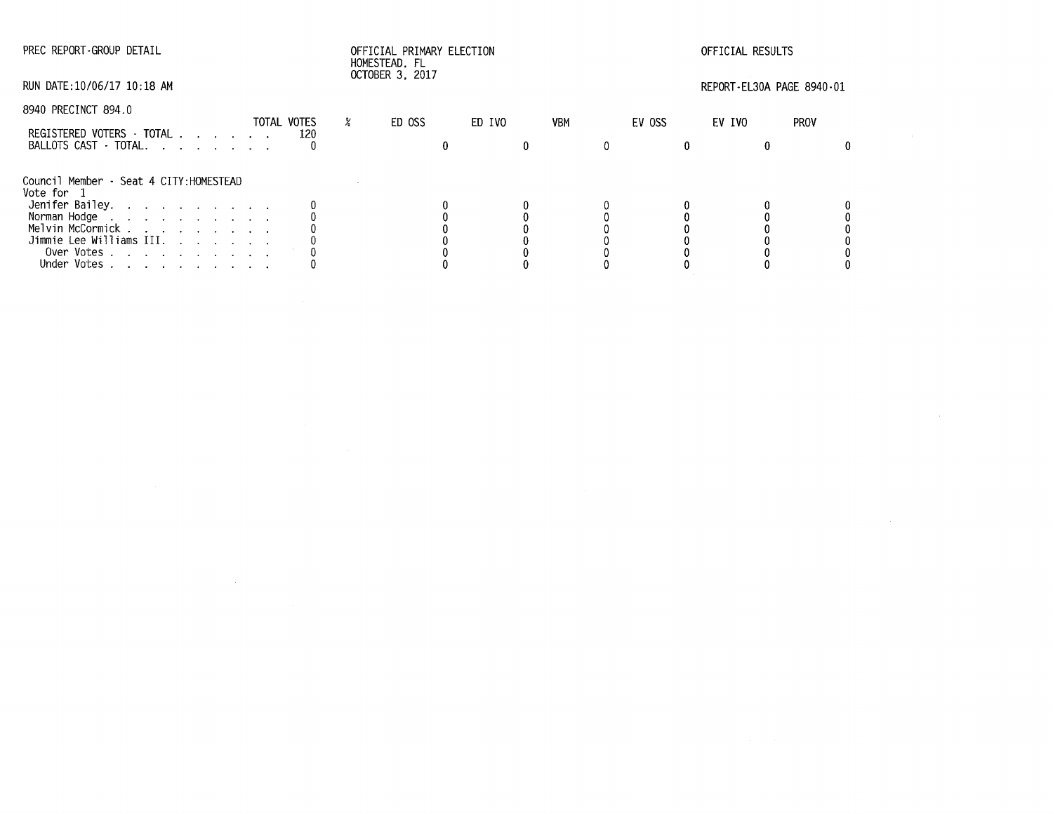PREC REPORT-GROUP DETAIL

OFFICIAL PRIMARY ELECTION
HOMESTEAD, FL
OCTOBER 3, 2017

OFFICIAL RESULTS

RUN DATE:10/06/17 10:18 AM

REPORT-EL30A PAGE 8940-01

8940 PRECINCT 894.0

| | TOTAL VOTES | % | ED OSS | ED IVO | VBM | EV OSS | EV IVO | PROV |
|---|---|---|---|---|---|---|---|---|
| REGISTERED VOTERS - TOTAL . . . . . . . | 120 | | | | | | | |
| BALLOTS CAST - TOTAL. . . . . . . . | 0 | | 0 | 0 | 0 | 0 | 0 | 0 |

Council Member - Seat 4 CITY:HOMESTEAD
Vote for 1

| | TOTAL VOTES | % | ED OSS | ED IVO | VBM | EV OSS | EV IVO | PROV |
|---|---|---|---|---|---|---|---|---|
| Jenifer Bailey. . . . . . . . . . . | 0 | | 0 | 0 | 0 | 0 | 0 | 0 |
| Norman Hodge . . . . . . . . . . . | 0 | | 0 | 0 | 0 | 0 | 0 | 0 |
| Melvin McCormick . . . . . . . . . . | 0 | | 0 | 0 | 0 | 0 | 0 | 0 |
| Jimmie Lee Williams III. . . . . . . . | 0 | | 0 | 0 | 0 | 0 | 0 | 0 |
| Over Votes . . . . . . . . . . . | 0 | | 0 | 0 | 0 | 0 | 0 | 0 |
| Under Votes . . . . . . . . . . . | 0 | | 0 | 0 | 0 | 0 | 0 | 0 |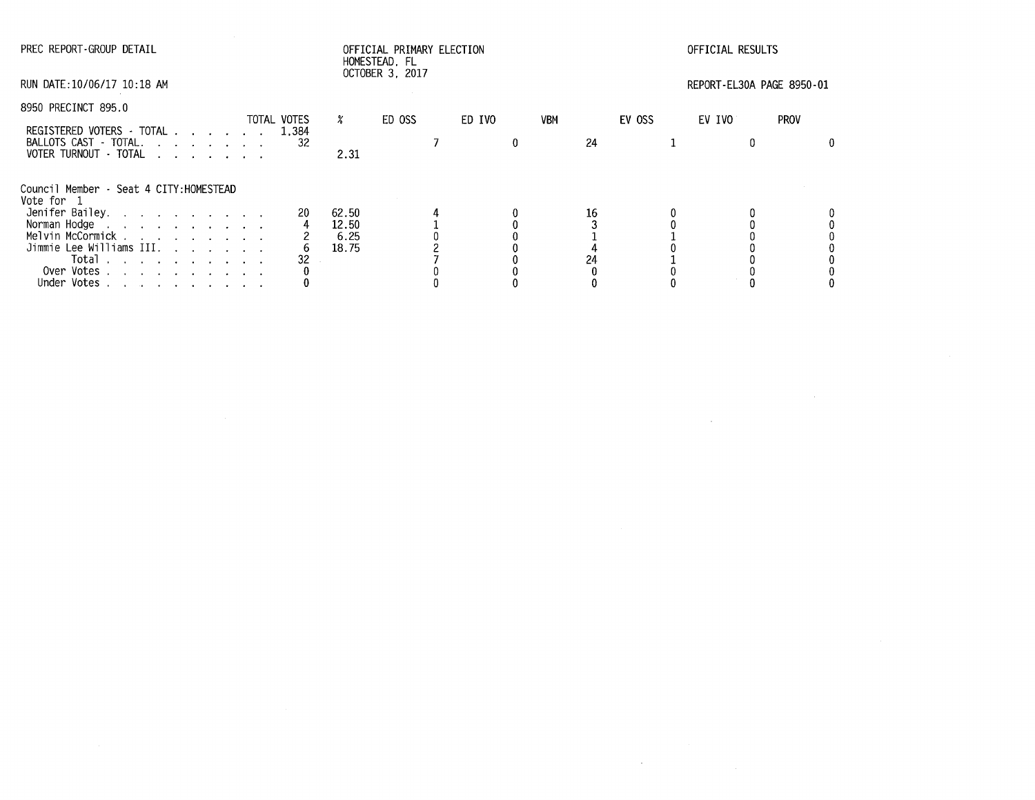PREC REPORT-GROUP DETAIL

OFFICIAL PRIMARY ELECTION
HOMESTEAD, FL
OCTOBER 3, 2017

OFFICIAL RESULTS

RUN DATE:10/06/17 10:18 AM

REPORT-EL30A PAGE 8950-01

8950 PRECINCT 895.0

| | TOTAL VOTES | % | ED OSS | ED IVO | VBM | EV OSS | EV IVO | PROV |
|---|---|---|---|---|---|---|---|---|
| REGISTERED VOTERS - TOTAL . . . . . . . | 1,384 | | | | | | | |
| BALLOTS CAST - TOTAL. . . . . . . . | 32 | | 7 | 0 | 24 | 1 | 0 | 0 |
| VOTER TURNOUT - TOTAL . . . . . . . | | 2.31 | | | | | | |

Council Member - Seat 4 CITY:HOMESTEAD
Vote for 1

| | TOTAL VOTES | % | ED OSS | ED IVO | VBM | EV OSS | EV IVO | PROV |
|---|---|---|---|---|---|---|---|---|
| Jenifer Bailey. . . . . . . . . . | 20 | 62.50 | 4 | 0 | 16 | 0 | 0 | 0 |
| Norman Hodge . . . . . . . . . . | 4 | 12.50 | 1 | 0 | 3 | 0 | 0 | 0 |
| Melvin McCormick . . . . . . . . . | 2 | 6.25 | 0 | 0 | 1 | 1 | 0 | 0 |
| Jimmie Lee Williams III. . . . . . . | 6 | 18.75 | 2 | 0 | 4 | 0 | 0 | 0 |
| Total . . . . . . . . . . | 32 | | 7 | 0 | 24 | 1 | 0 | 0 |
| Over Votes . . . . . . . . . . | 0 | | 0 | 0 | 0 | 0 | 0 | 0 |
| Under Votes . . . . . . . . . . | 0 | | 0 | 0 | 0 | 0 | 0 | 0 |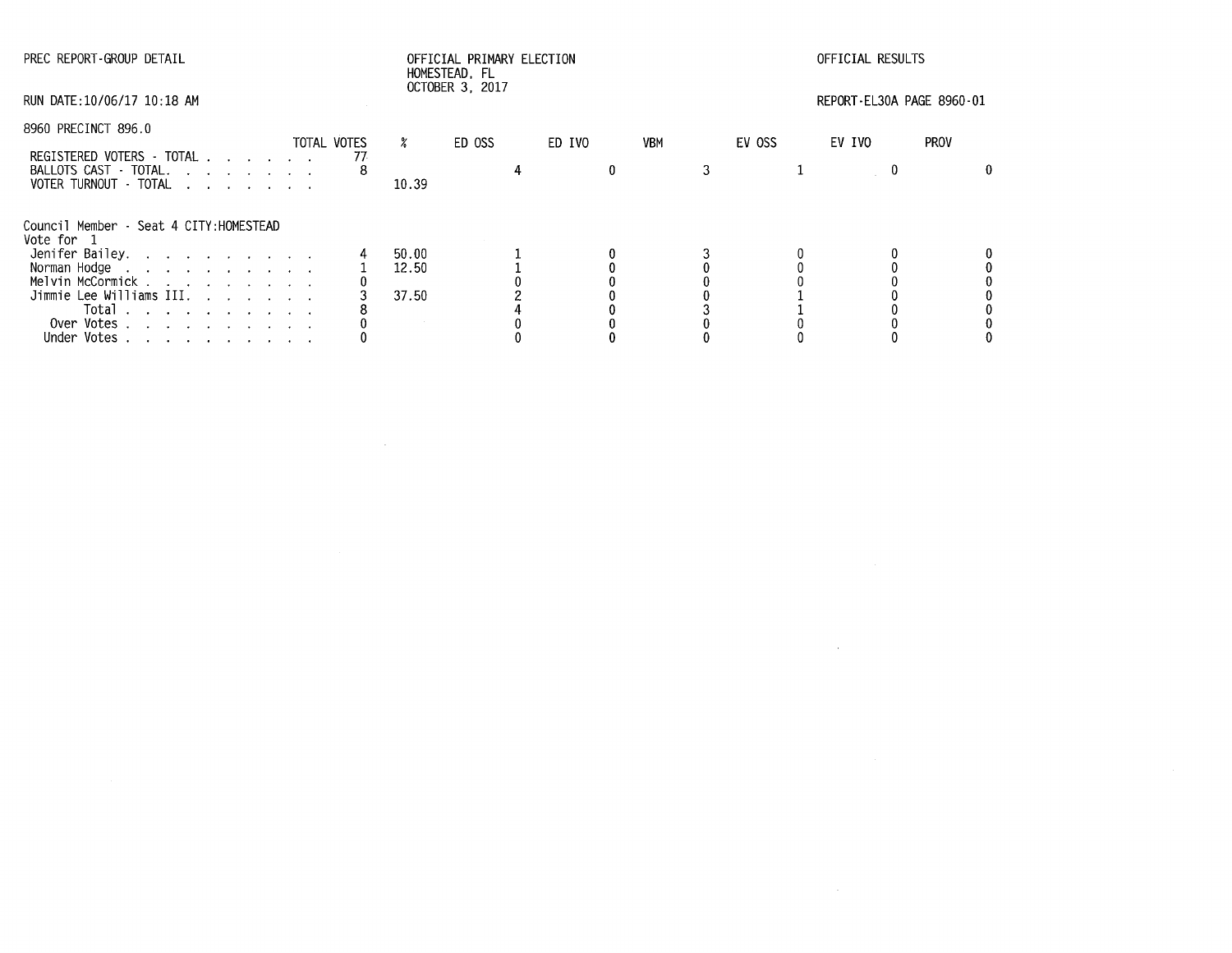PREC REPORT-GROUP DETAIL

OFFICIAL PRIMARY ELECTION
HOMESTEAD, FL
OCTOBER 3, 2017

OFFICIAL RESULTS

RUN DATE:10/06/17 10:18 AM

REPORT-EL30A PAGE 8960-01

8960 PRECINCT 896.0

| | TOTAL VOTES | % | ED OSS | ED IVO | VBM | EV OSS | EV IVO | PROV |
|---|---|---|---|---|---|---|---|---|
| REGISTERED VOTERS - TOTAL . . . . . . . | 77 | | | | | | | |
| BALLOTS CAST - TOTAL. . . . . . . . | 8 | | 4 | 0 | 3 | 1 | 0 | 0 |
| VOTER TURNOUT - TOTAL . . . . . . . . | | 10.39 | | | | | | |

Council Member - Seat 4 CITY:HOMESTEAD
Vote for 1

| | TOTAL VOTES | % | ED OSS | ED IVO | VBM | EV OSS | EV IVO | PROV |
|---|---|---|---|---|---|---|---|---|
| Jenifer Bailey. . . . . . . . . . | 4 | 50.00 | 1 | 0 | 3 | 0 | 0 | 0 |
| Norman Hodge . . . . . . . . . . | 1 | 12.50 | 1 | 0 | 0 | 0 | 0 | 0 |
| Melvin McCormick . . . . . . . . . | 0 | | 0 | 0 | 0 | 0 | 0 | 0 |
| Jimmie Lee Williams III. . . . . . . | 3 | 37.50 | 2 | 0 | 0 | 1 | 0 | 0 |
| Total . . . . . . . . . | 8 | | 4 | 0 | 3 | 1 | 0 | 0 |
| Over Votes . . . . . . . . . . | 0 | | 0 | 0 | 0 | 0 | 0 | 0 |
| Under Votes . . . . . . . . . . | 0 | | 0 | 0 | 0 | 0 | 0 | 0 |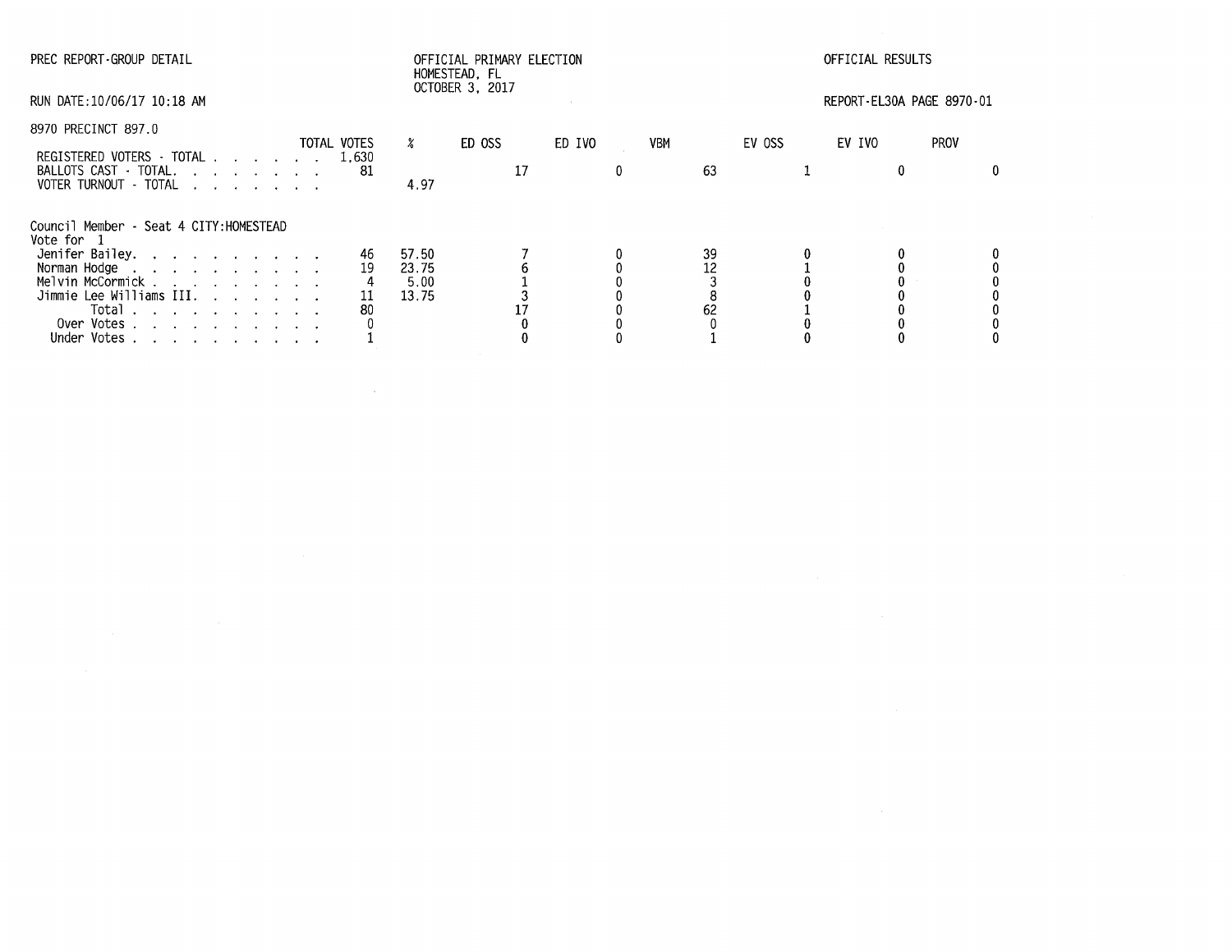PREC REPORT-GROUP DETAIL

OFFICIAL PRIMARY ELECTION
HOMESTEAD, FL
OCTOBER 3, 2017

OFFICIAL RESULTS

RUN DATE:10/06/17 10:18 AM

REPORT-EL30A PAGE 8970-01

8970 PRECINCT 897.0

| | TOTAL VOTES | % | ED OSS | ED IVO | VBM | EV OSS | EV IVO | PROV |
|---|---|---|---|---|---|---|---|---|
| REGISTERED VOTERS - TOTAL | 1,630 | | | | | | | |
| BALLOTS CAST - TOTAL. | 81 | | 17 | 0 | 63 | 1 | 0 | 0 |
| VOTER TURNOUT - TOTAL | | 4.97 | | | | | | |

Council Member - Seat 4 CITY:HOMESTEAD
Vote for 1

| | TOTAL VOTES | % | ED OSS | ED IVO | VBM | EV OSS | EV IVO | PROV |
|---|---|---|---|---|---|---|---|---|
| Jenifer Bailey. | 46 | 57.50 | 7 | 0 | 39 | 0 | 0 | 0 |
| Norman Hodge | 19 | 23.75 | 6 | 0 | 12 | 1 | 0 | 0 |
| Melvin McCormick | 4 | 5.00 | 1 | 0 | 3 | 0 | 0 | 0 |
| Jimmie Lee Williams III. | 11 | 13.75 | 3 | 0 | 8 | 0 | 0 | 0 |
| Total | 80 | | 17 | 0 | 62 | 1 | 0 | 0 |
| Over Votes | 0 | | 0 | 0 | 0 | 0 | 0 | 0 |
| Under Votes | 1 | | 0 | 0 | 1 | 0 | 0 | 0 |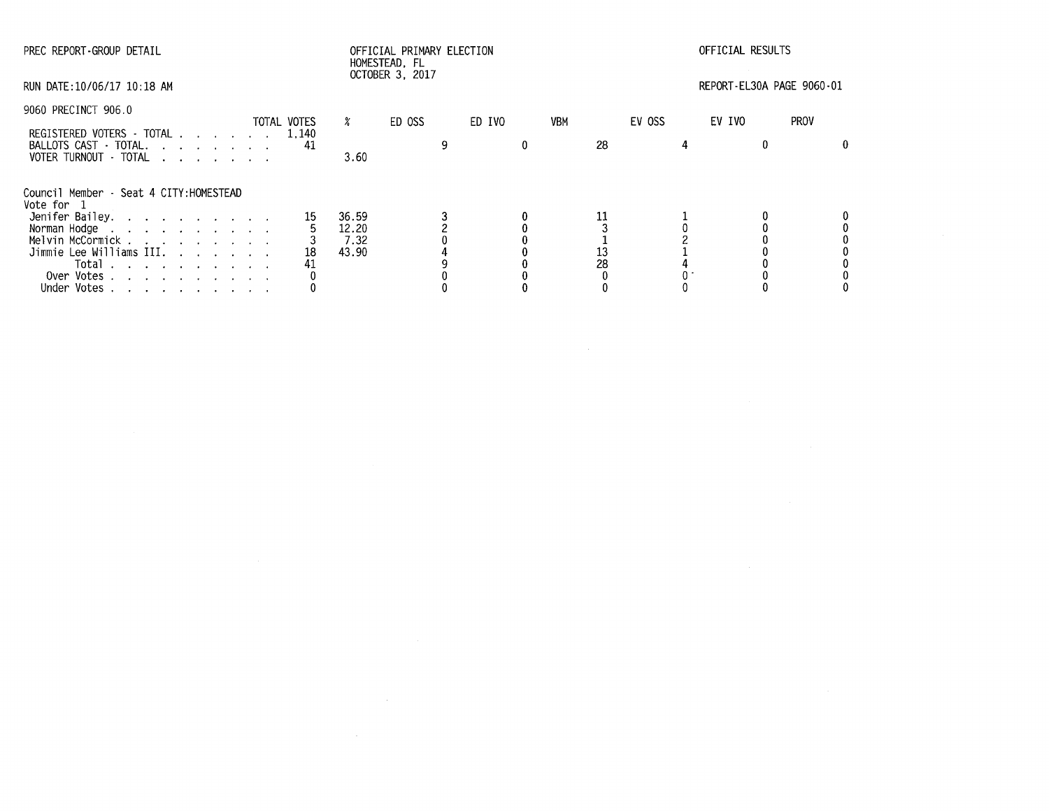PREC REPORT-GROUP DETAIL

OFFICIAL PRIMARY ELECTION
HOMESTEAD, FL
OCTOBER 3, 2017

OFFICIAL RESULTS

RUN DATE:10/06/17 10:18 AM

REPORT-EL30A PAGE 9060-01

9060 PRECINCT 906.0

| | TOTAL VOTES | % | ED OSS | ED IVO | VBM | EV OSS | EV IVO | PROV |
|---|---|---|---|---|---|---|---|---|
| REGISTERED VOTERS - TOTAL | 1,140 | | | | | | | |
| BALLOTS CAST - TOTAL. | 41 | | 9 | 0 | 28 | 4 | 0 | 0 |
| VOTER TURNOUT - TOTAL | | 3.60 | | | | | | |

Council Member - Seat 4 CITY:HOMESTEAD
Vote for 1

| | TOTAL VOTES | % | ED OSS | ED IVO | VBM | EV OSS | EV IVO | PROV |
|---|---|---|---|---|---|---|---|---|
| Jenifer Bailey. | 15 | 36.59 | 3 | 0 | 11 | 1 | 0 | 0 |
| Norman Hodge | 5 | 12.20 | 2 | 0 | 3 | 0 | 0 | 0 |
| Melvin McCormick | 3 | 7.32 | 0 | 0 | 1 | 2 | 0 | 0 |
| Jimmie Lee Williams III. | 18 | 43.90 | 4 | 0 | 13 | 1 | 0 | 0 |
| Total | 41 | | 9 | 0 | 28 | 4 | 0 | 0 |
| Over Votes | 0 | | 0 | 0 | 0 | 0 | 0 | 0 |
| Under Votes | 0 | | 0 | 0 | 0 | 0 | 0 | 0 |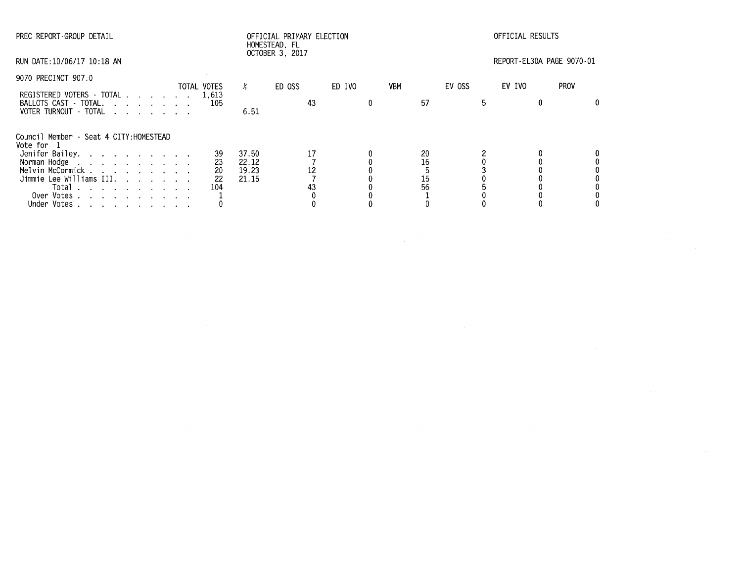PREC REPORT-GROUP DETAIL

OFFICIAL PRIMARY ELECTION
HOMESTEAD, FL
OCTOBER 3, 2017

OFFICIAL RESULTS

RUN DATE:10/06/17 10:18 AM

REPORT-EL30A PAGE 9070-01

9070 PRECINCT 907.0

| | TOTAL VOTES | % | ED OSS | ED IVO | VBM | EV OSS | EV IVO | PROV |
|---|---|---|---|---|---|---|---|---|
| REGISTERED VOTERS - TOTAL | 1,613 | | | | | | | |
| BALLOTS CAST - TOTAL. | 105 | | 43 | 0 | 57 | 5 | 0 | 0 |
| VOTER TURNOUT - TOTAL | | 6.51 | | | | | | |

Council Member - Seat 4 CITY:HOMESTEAD
Vote for 1

| | TOTAL VOTES | % | ED OSS | ED IVO | VBM | EV OSS | EV IVO | PROV |
|---|---|---|---|---|---|---|---|---|
| Jenifer Bailey. | 39 | 37.50 | 17 | 0 | 20 | 2 | 0 | 0 |
| Norman Hodge | 23 | 22.12 | 7 | 0 | 16 | 0 | 0 | 0 |
| Melvin McCormick | 20 | 19.23 | 12 | 0 | 5 | 3 | 0 | 0 |
| Jimmie Lee Williams III. | 22 | 21.15 | 7 | 0 | 15 | 0 | 0 | 0 |
| Total | 104 | | 43 | 0 | 56 | 5 | 0 | 0 |
| Over Votes | 1 | | 0 | 0 | 1 | 0 | 0 | 0 |
| Under Votes | 0 | | 0 | 0 | 0 | 0 | 0 | 0 |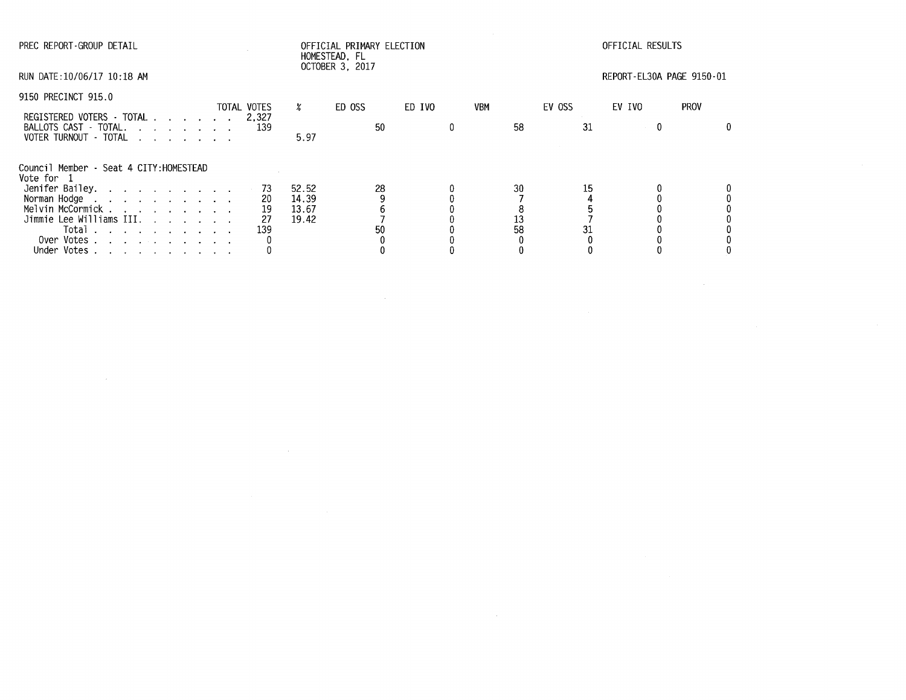PREC REPORT-GROUP DETAIL

OFFICIAL PRIMARY ELECTION
HOMESTEAD, FL
OCTOBER 3, 2017

OFFICIAL RESULTS

RUN DATE:10/06/17 10:18 AM

REPORT-EL30A PAGE 9150-01

9150 PRECINCT 915.0

| | TOTAL VOTES | % | ED OSS | ED IVO | VBM | EV OSS | EV IVO | PROV |
|---|---|---|---|---|---|---|---|---|
| REGISTERED VOTERS - TOTAL | 2,327 | | | | | | | |
| BALLOTS CAST - TOTAL. | 139 | | 50 | 0 | 58 | 31 | 0 | 0 |
| VOTER TURNOUT - TOTAL | | 5.97 | | | | | | |

Council Member - Seat 4 CITY:HOMESTEAD
Vote for 1

| | TOTAL VOTES | % | ED OSS | ED IVO | VBM | EV OSS | EV IVO | PROV |
|---|---|---|---|---|---|---|---|---|
| Jenifer Bailey. | 73 | 52.52 | 28 | 0 | 30 | 15 | 0 | 0 |
| Norman Hodge | 20 | 14.39 | 9 | 0 | 7 | 4 | 0 | 0 |
| Melvin McCormick | 19 | 13.67 | 6 | 0 | 8 | 5 | 0 | 0 |
| Jimmie Lee Williams III. | 27 | 19.42 | 7 | 0 | 13 | 7 | 0 | 0 |
| Total | 139 | | 50 | 0 | 58 | 31 | 0 | 0 |
| Over Votes | 0 | | 0 | 0 | 0 | 0 | 0 | 0 |
| Under Votes | 0 | | 0 | 0 | 0 | 0 | 0 | 0 |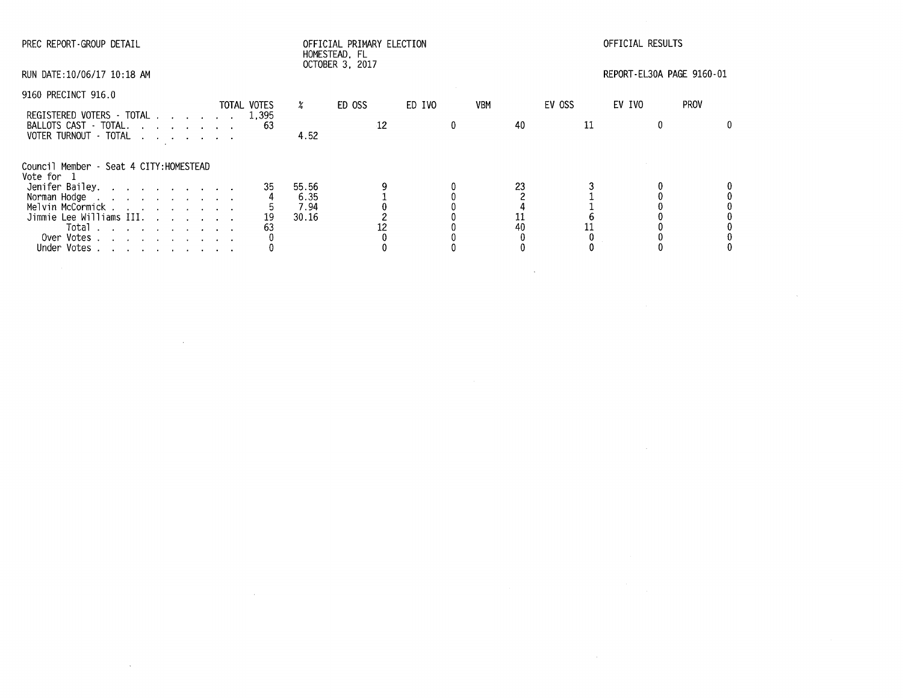PREC REPORT-GROUP DETAIL

OFFICIAL PRIMARY ELECTION
HOMESTEAD, FL
OCTOBER 3, 2017

OFFICIAL RESULTS

RUN DATE:10/06/17 10:18 AM

REPORT-EL30A PAGE 9160-01

9160 PRECINCT 916.0

| | TOTAL VOTES | % | ED OSS | ED IVO | VBM | EV OSS | EV IVO | PROV |
|---|---|---|---|---|---|---|---|---|
| REGISTERED VOTERS - TOTAL | 1,395 | | | | | | | |
| BALLOTS CAST - TOTAL | 63 | | 12 | 0 | 40 | 11 | 0 | 0 |
| VOTER TURNOUT - TOTAL | | 4.52 | | | | | | |

Council Member - Seat 4 CITY:HOMESTEAD
Vote for 1

| | TOTAL VOTES | % | ED OSS | ED IVO | VBM | EV OSS | EV IVO | PROV |
|---|---|---|---|---|---|---|---|---|
| Jenifer Bailey | 35 | 55.56 | 9 | 0 | 23 | 3 | 0 | 0 |
| Norman Hodge | 4 | 6.35 | 1 | 0 | 2 | 1 | 0 | 0 |
| Melvin McCormick | 5 | 7.94 | 0 | 0 | 4 | 1 | 0 | 0 |
| Jimmie Lee Williams III | 19 | 30.16 | 2 | 0 | 11 | 6 | 0 | 0 |
| Total | 63 | | 12 | 0 | 40 | 11 | 0 | 0 |
| Over Votes | 0 | | 0 | 0 | 0 | 0 | 0 | 0 |
| Under Votes | 0 | | 0 | 0 | 0 | 0 | 0 | 0 |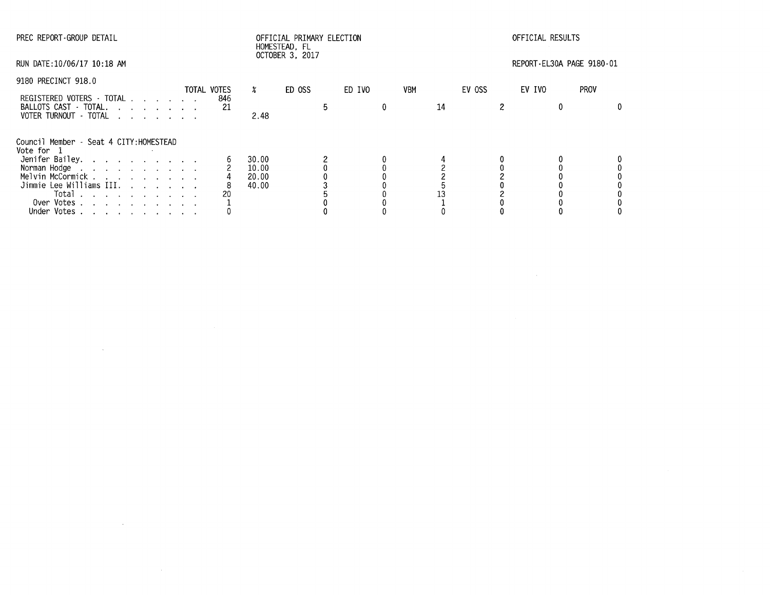PREC REPORT-GROUP DETAIL

OFFICIAL PRIMARY ELECTION
HOMESTEAD, FL
OCTOBER 3, 2017

OFFICIAL RESULTS

RUN DATE:10/06/17 10:18 AM

REPORT-EL30A PAGE 9180-01

9180 PRECINCT 918.0

| | TOTAL VOTES | % | ED OSS | ED IVO | VBM | EV OSS | EV IVO | PROV |
|---|---|---|---|---|---|---|---|---|
| REGISTERED VOTERS - TOTAL | 846 | | | | | | | |
| BALLOTS CAST - TOTAL. | 21 | | 5 | 0 | 14 | 2 | 0 | 0 |
| VOTER TURNOUT - TOTAL | | 2.48 | | | | | | |

Council Member - Seat 4 CITY:HOMESTEAD
Vote for 1

| | TOTAL VOTES | % | ED OSS | ED IVO | VBM | EV OSS | EV IVO | PROV |
|---|---|---|---|---|---|---|---|---|
| Jenifer Bailey. | 6 | 30.00 | 2 | 0 | 4 | 0 | 0 | 0 |
| Norman Hodge | 2 | 10.00 | 0 | 0 | 2 | 0 | 0 | 0 |
| Melvin McCormick | 4 | 20.00 | 0 | 0 | 2 | 2 | 0 | 0 |
| Jimmie Lee Williams III. | 8 | 40.00 | 3 | 0 | 5 | 0 | 0 | 0 |
| Total | 20 | | 5 | 0 | 13 | 2 | 0 | 0 |
| Over Votes | 1 | | 0 | 0 | 1 | 0 | 0 | 0 |
| Under Votes | 0 | | 0 | 0 | 0 | 0 | 0 | 0 |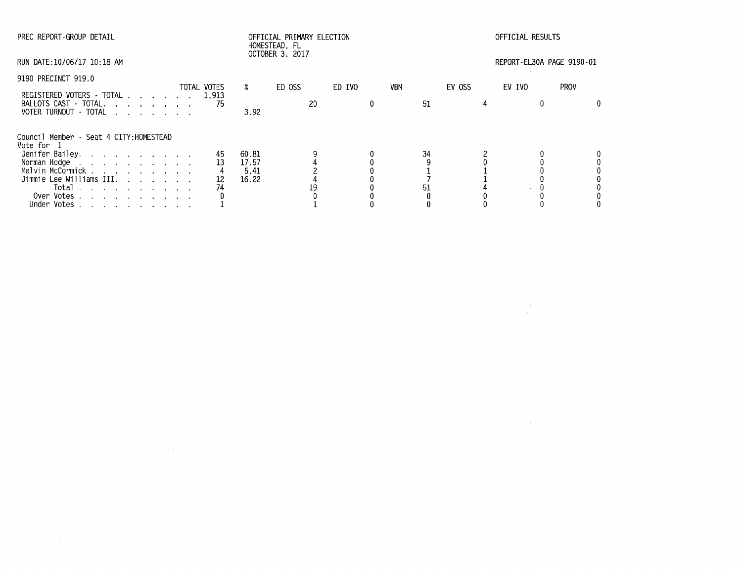PREC REPORT-GROUP DETAIL

OFFICIAL PRIMARY ELECTION
HOMESTEAD, FL
OCTOBER 3, 2017

OFFICIAL RESULTS

RUN DATE:10/06/17 10:18 AM

REPORT-EL30A PAGE 9190-01

9190 PRECINCT 919.0

| | TOTAL VOTES | % | ED OSS | ED IVO | VBM | EV OSS | EV IVO | PROV |
|---|---|---|---|---|---|---|---|---|
| REGISTERED VOTERS - TOTAL . . . . . . . | 1,913 | | | | | | | |
| BALLOTS CAST - TOTAL. . . . . . . . . | 75 | | 20 | 0 | 51 | 4 | 0 | 0 |
| VOTER TURNOUT - TOTAL . . . . . . . . | | 3.92 | | | | | | |

Council Member - Seat 4 CITY:HOMESTEAD
Vote for 1

| | TOTAL VOTES | % | ED OSS | ED IVO | VBM | EV OSS | EV IVO | PROV |
|---|---|---|---|---|---|---|---|---|
| Jenifer Bailey. . . . . . . . . . . | 45 | 60.81 | 9 | 0 | 34 | 2 | 0 | 0 |
| Norman Hodge . . . . . . . . . . . | 13 | 17.57 | 4 | 0 | 9 | 0 | 0 | 0 |
| Melvin McCormick . . . . . . . . . . | 4 | 5.41 | 2 | 0 | 1 | 1 | 0 | 0 |
| Jimmie Lee Williams III. . . . . . . . | 12 | 16.22 | 4 | 0 | 7 | 1 | 0 | 0 |
| Total . . . . . . . . . . | 74 | | 19 | 0 | 51 | 4 | 0 | 0 |
| Over Votes . . . . . . . . . . . | 0 | | 0 | 0 | 0 | 0 | 0 | 0 |
| Under Votes . . . . . . . . . . . | 1 | | 1 | 0 | 0 | 0 | 0 | 0 |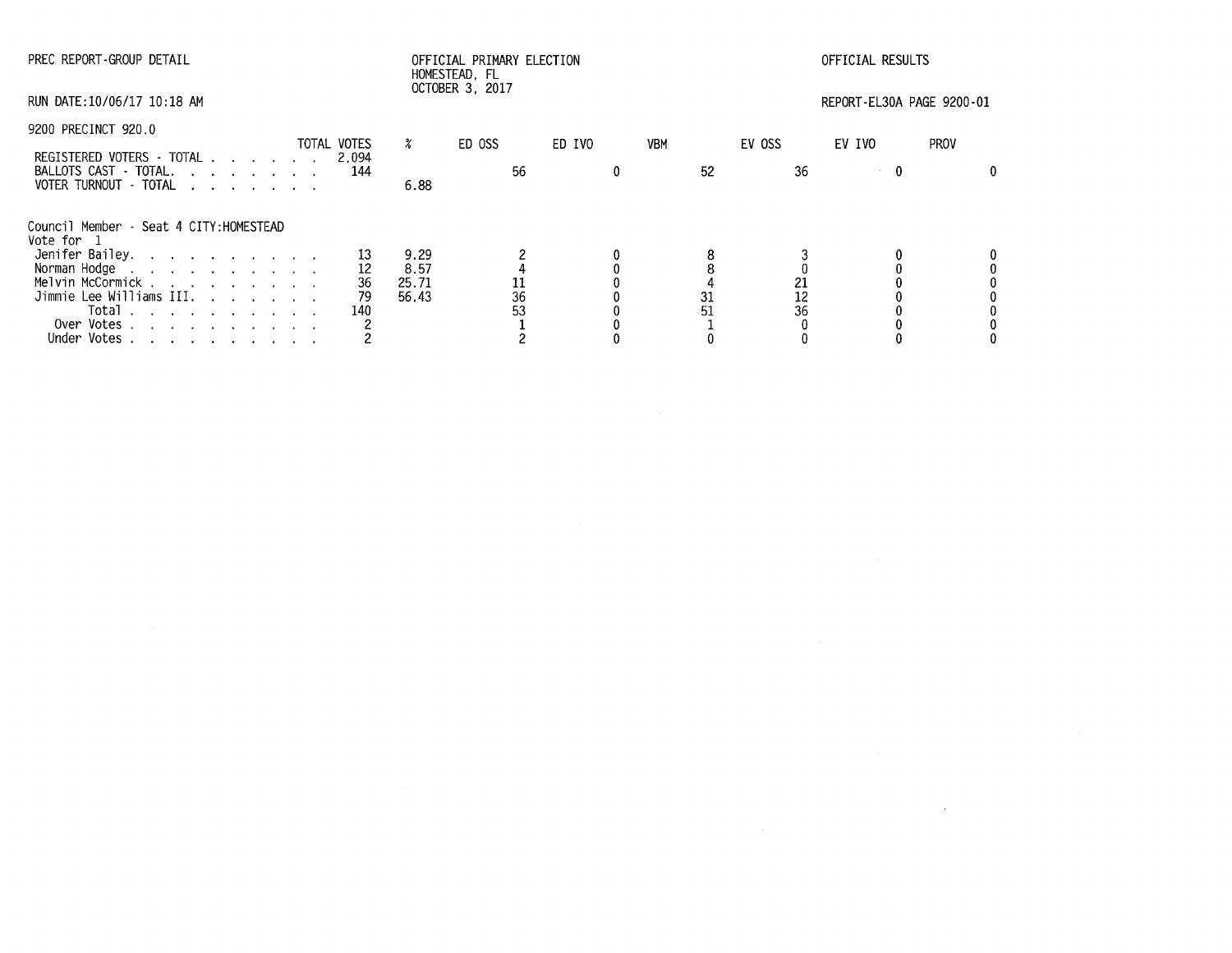PREC REPORT-GROUP DETAIL

OFFICIAL PRIMARY ELECTION
HOMESTEAD, FL
OCTOBER 3, 2017

OFFICIAL RESULTS

RUN DATE:10/06/17 10:18 AM

REPORT-EL30A PAGE 9200-01

9200 PRECINCT 920.0

| | TOTAL VOTES | % | ED OSS | ED IVO | VBM | EV OSS | EV IVO | PROV |
|---|---|---|---|---|---|---|---|---|
| REGISTERED VOTERS - TOTAL | 2,094 | | | | | | | |
| BALLOTS CAST - TOTAL. | 144 | | 56 | 0 | 52 | 36 | 0 | 0 |
| VOTER TURNOUT - TOTAL | | 6.88 | | | | | | |

Council Member - Seat 4 CITY:HOMESTEAD
Vote for 1

| | TOTAL VOTES | % | ED OSS | ED IVO | VBM | EV OSS | EV IVO | PROV |
|---|---|---|---|---|---|---|---|---|
| Jenifer Bailey. | 13 | 9.29 | 2 | 0 | 8 | 3 | 0 | 0 |
| Norman Hodge | 12 | 8.57 | 4 | 0 | 8 | 0 | 0 | 0 |
| Melvin McCormick | 36 | 25.71 | 11 | 0 | 4 | 21 | 0 | 0 |
| Jimmie Lee Williams III. | 79 | 56.43 | 36 | 0 | 31 | 12 | 0 | 0 |
| Total | 140 | | 53 | 0 | 51 | 36 | 0 | 0 |
| Over Votes | 2 | | 1 | 0 | 1 | 0 | 0 | 0 |
| Under Votes | 2 | | 2 | 0 | 0 | 0 | 0 | 0 |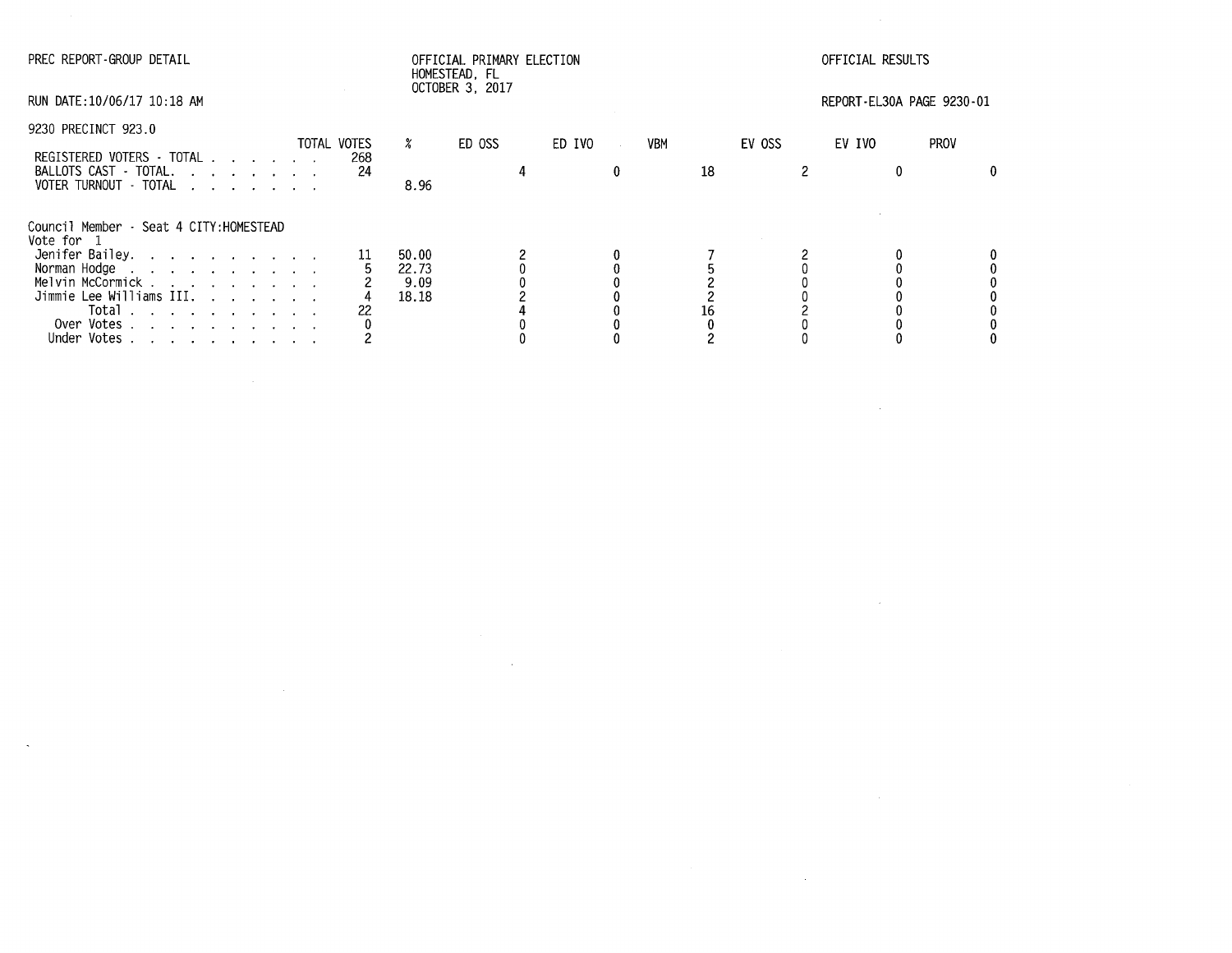PREC REPORT-GROUP DETAIL

OFFICIAL PRIMARY ELECTION
HOMESTEAD, FL
OCTOBER 3, 2017

OFFICIAL RESULTS

RUN DATE:10/06/17 10:18 AM

REPORT-EL30A PAGE 9230-01

9230 PRECINCT 923.0

| | TOTAL VOTES | % | ED OSS | ED IVO | VBM | EV OSS | EV IVO | PROV |
|---|---|---|---|---|---|---|---|---|
| REGISTERED VOTERS - TOTAL | 268 | | | | | | | |
| BALLOTS CAST - TOTAL. | 24 | | 4 | 0 | 18 | 2 | 0 | 0 |
| VOTER TURNOUT - TOTAL | | 8.96 | | | | | | |

Council Member - Seat 4 CITY:HOMESTEAD
Vote for 1

| | TOTAL VOTES | % | ED OSS | ED IVO | VBM | EV OSS | EV IVO | PROV |
|---|---|---|---|---|---|---|---|---|
| Jenifer Bailey. | 11 | 50.00 | 2 | 0 | 7 | 2 | 0 | 0 |
| Norman Hodge | 5 | 22.73 | 0 | 0 | 5 | 0 | 0 | 0 |
| Melvin McCormick | 2 | 9.09 | 0 | 0 | 2 | 0 | 0 | 0 |
| Jimmie Lee Williams III. | 4 | 18.18 | 2 | 0 | 2 | 0 | 0 | 0 |
| Total | 22 | | 4 | 0 | 16 | 2 | 0 | 0 |
| Over Votes | 0 | | 0 | 0 | 0 | 0 | 0 | 0 |
| Under Votes | 2 | | 0 | 0 | 2 | 0 | 0 | 0 |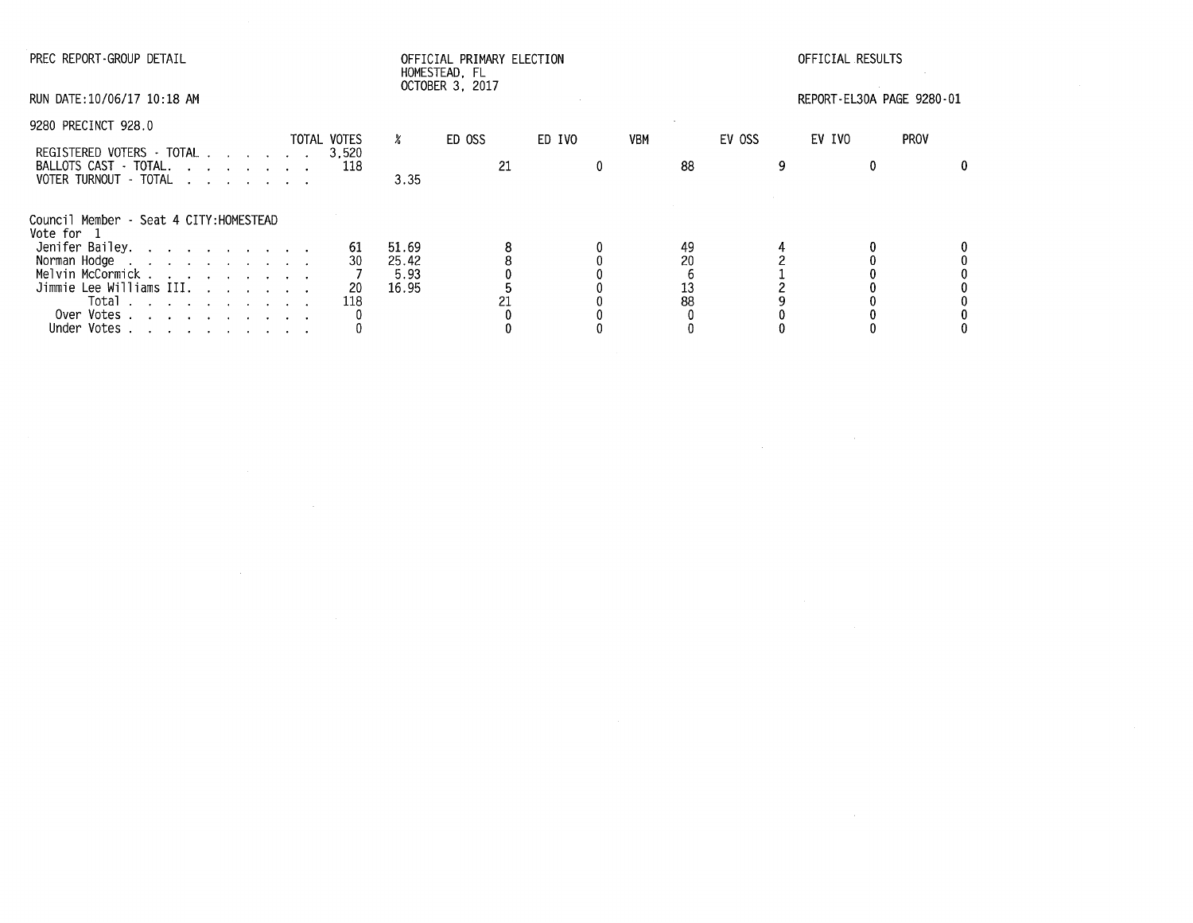PREC REPORT-GROUP DETAIL

OFFICIAL PRIMARY ELECTION
HOMESTEAD, FL
OCTOBER 3, 2017

OFFICIAL RESULTS

RUN DATE:10/06/17 10:18 AM

REPORT-EL30A PAGE 9280-01

9280 PRECINCT 928.0

| | TOTAL VOTES | % | ED OSS | ED IVO | VBM | EV OSS | EV IVO | PROV |
|---|---|---|---|---|---|---|---|---|
| REGISTERED VOTERS - TOTAL | 3,520 | | | | | | | |
| BALLOTS CAST - TOTAL. | 118 | | 21 | 0 | 88 | 9 | 0 | 0 |
| VOTER TURNOUT - TOTAL | | 3.35 | | | | | | |

Council Member - Seat 4 CITY:HOMESTEAD
Vote for 1

| | TOTAL VOTES | % | ED OSS | ED IVO | VBM | EV OSS | EV IVO | PROV |
|---|---|---|---|---|---|---|---|---|
| Jenifer Bailey. | 61 | 51.69 | 8 | 0 | 49 | 4 | 0 | 0 |
| Norman Hodge | 30 | 25.42 | 8 | 0 | 20 | 2 | 0 | 0 |
| Melvin McCormick | 7 | 5.93 | 0 | 0 | 6 | 1 | 0 | 0 |
| Jimmie Lee Williams III. | 20 | 16.95 | 5 | 0 | 13 | 2 | 0 | 0 |
| Total | 118 | | 21 | 0 | 88 | 9 | 0 | 0 |
| Over Votes | 0 | | 0 | 0 | 0 | 0 | 0 | 0 |
| Under Votes | 0 | | 0 | 0 | 0 | 0 | 0 | 0 |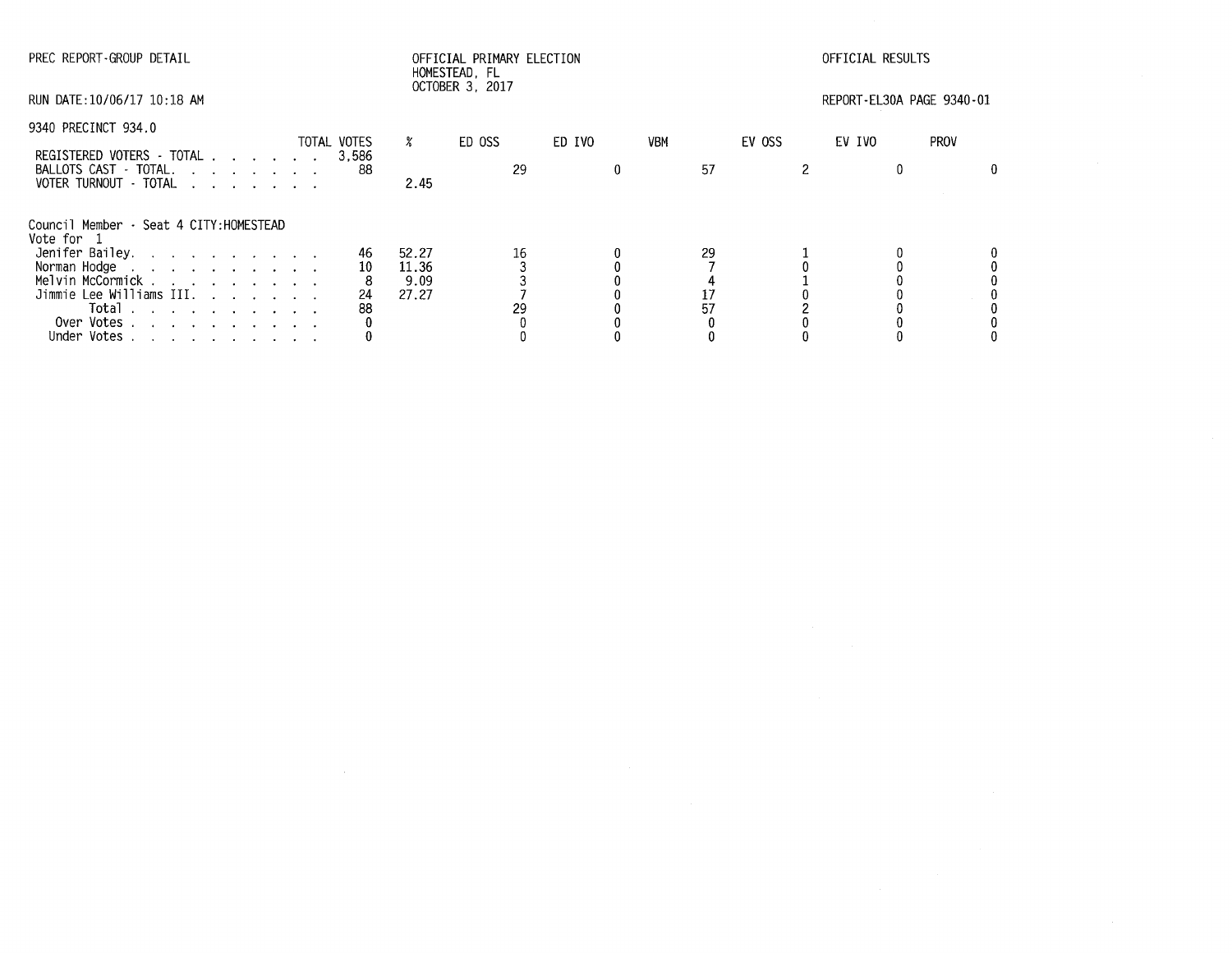PREC REPORT-GROUP DETAIL

OFFICIAL PRIMARY ELECTION
HOMESTEAD, FL
OCTOBER 3, 2017

OFFICIAL RESULTS

RUN DATE:10/06/17 10:18 AM

REPORT-EL30A PAGE 9340-01

9340 PRECINCT 934.0

| | TOTAL VOTES | % | ED OSS | ED IVO | VBM | EV OSS | EV IVO | PROV |
|---|---|---|---|---|---|---|---|---|
| REGISTERED VOTERS - TOTAL | 3,586 | | | | | | | |
| BALLOTS CAST - TOTAL | 88 | | 29 | 0 | 57 | 2 | 0 | 0 |
| VOTER TURNOUT - TOTAL | | 2.45 | | | | | | |

Council Member - Seat 4 CITY:HOMESTEAD
Vote for 1

| | TOTAL VOTES | % | ED OSS | ED IVO | VBM | EV OSS | EV IVO | PROV |
|---|---|---|---|---|---|---|---|---|
| Jenifer Bailey | 46 | 52.27 | 16 | 0 | 29 | 1 | 0 | 0 |
| Norman Hodge | 10 | 11.36 | 3 | 0 | 7 | 0 | 0 | 0 |
| Melvin McCormick | 8 | 9.09 | 3 | 0 | 4 | 1 | 0 | 0 |
| Jimmie Lee Williams III | 24 | 27.27 | 7 | 0 | 17 | 0 | 0 | 0 |
| Total | 88 | | 29 | 0 | 57 | 2 | 0 | 0 |
| Over Votes | 0 | | 0 | 0 | 0 | 0 | 0 | 0 |
| Under Votes | 0 | | 0 | 0 | 0 | 0 | 0 | 0 |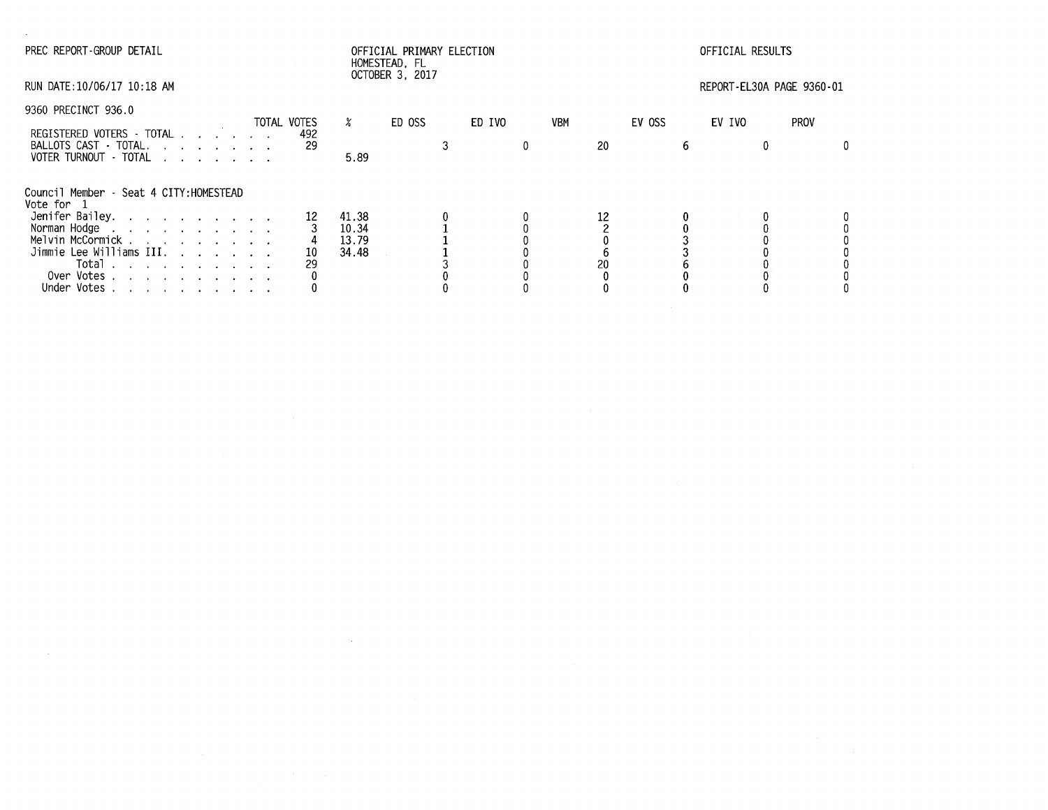PREC REPORT-GROUP DETAIL

OFFICIAL PRIMARY ELECTION
HOMESTEAD, FL
OCTOBER 3, 2017

OFFICIAL RESULTS

RUN DATE:10/06/17 10:18 AM

REPORT-EL30A PAGE 9360-01

9360 PRECINCT 936.0

| | TOTAL VOTES | % | ED OSS | ED IVO | VBM | EV OSS | EV IVO | PROV |
|---|---|---|---|---|---|---|---|---|
| REGISTERED VOTERS - TOTAL | 492 | | | | | | | |
| BALLOTS CAST - TOTAL | 29 | | 3 | 0 | 20 | 6 | 0 | 0 |
| VOTER TURNOUT - TOTAL | | 5.89 | | | | | | |

Council Member - Seat 4 CITY:HOMESTEAD
Vote for 1

| | TOTAL VOTES | % | ED OSS | ED IVO | VBM | EV OSS | EV IVO | PROV |
|---|---|---|---|---|---|---|---|---|
| Jenifer Bailey | 12 | 41.38 | 0 | 0 | 12 | 0 | 0 | 0 |
| Norman Hodge | 3 | 10.34 | 1 | 0 | 2 | 0 | 0 | 0 |
| Melvin McCormick | 4 | 13.79 | 1 | 0 | 0 | 3 | 0 | 0 |
| Jimmie Lee Williams III | 10 | 34.48 | 1 | 0 | 6 | 3 | 0 | 0 |
| Total | 29 | | 3 | 0 | 20 | 6 | 0 | 0 |
| Over Votes | 0 | | 0 | 0 | 0 | 0 | 0 | 0 |
| Under Votes | 0 | | 0 | 0 | 0 | 0 | 0 | 0 |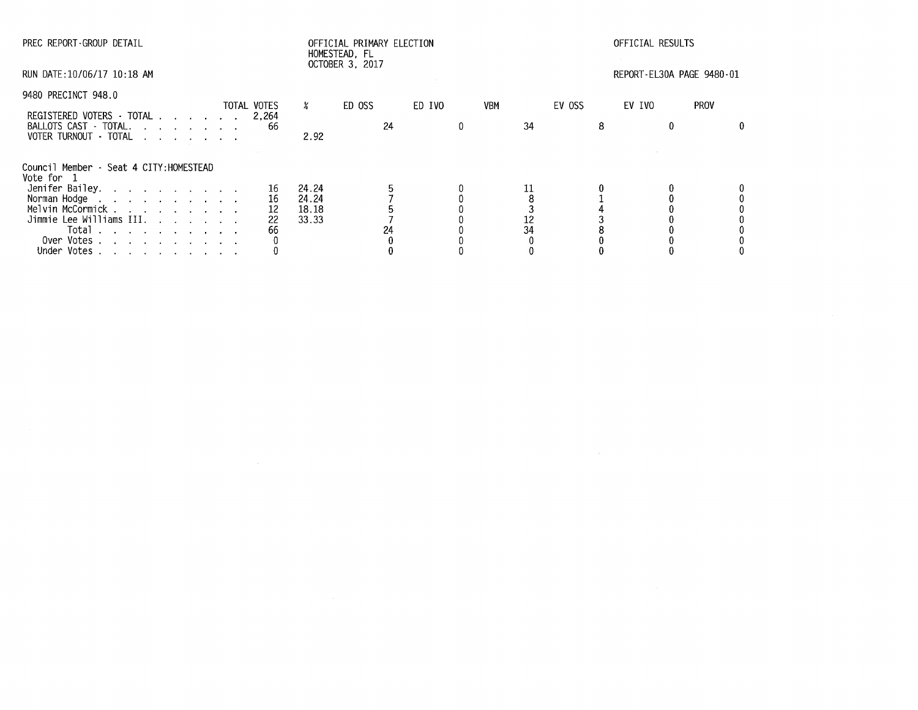PREC REPORT-GROUP DETAIL

OFFICIAL PRIMARY ELECTION
HOMESTEAD, FL
OCTOBER 3, 2017

OFFICIAL RESULTS

RUN DATE:10/06/17 10:18 AM

REPORT-EL30A PAGE 9480-01

9480 PRECINCT 948.0

| | TOTAL VOTES | % | ED OSS | ED IVO | VBM | EV OSS | EV IVO | PROV |
|---|---|---|---|---|---|---|---|---|
| REGISTERED VOTERS - TOTAL | 2,264 | | | | | | | |
| BALLOTS CAST - TOTAL. | 66 | | 24 | 0 | 34 | 8 | 0 | 0 |
| VOTER TURNOUT - TOTAL | | 2.92 | | | | | | |

Council Member - Seat 4 CITY:HOMESTEAD
Vote for 1

| | TOTAL VOTES | % | ED OSS | ED IVO | VBM | EV OSS | EV IVO | PROV |
|---|---|---|---|---|---|---|---|---|
| Jenifer Bailey. | 16 | 24.24 | 5 | 0 | 11 | 0 | 0 | 0 |
| Norman Hodge | 16 | 24.24 | 7 | 0 | 8 | 1 | 0 | 0 |
| Melvin McCormick | 12 | 18.18 | 5 | 0 | 3 | 4 | 0 | 0 |
| Jimmie Lee Williams III. | 22 | 33.33 | 7 | 0 | 12 | 3 | 0 | 0 |
| Total | 66 | | 24 | 0 | 34 | 8 | 0 | 0 |
| Over Votes | 0 | | 0 | 0 | 0 | 0 | 0 | 0 |
| Under Votes | 0 | | 0 | 0 | 0 | 0 | 0 | 0 |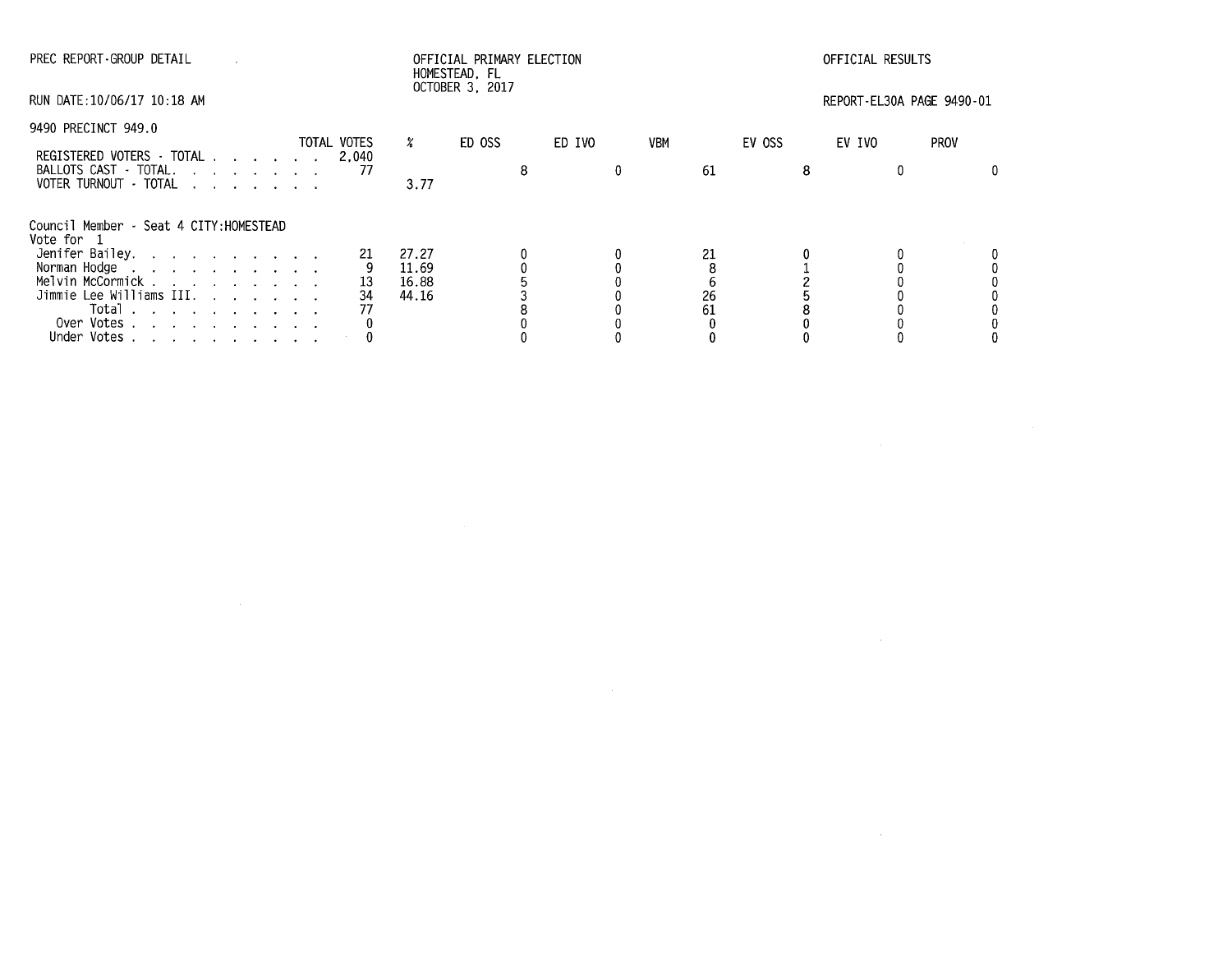PREC REPORT-GROUP DETAIL

OFFICIAL PRIMARY ELECTION
HOMESTEAD, FL
OCTOBER 3, 2017

OFFICIAL RESULTS

RUN DATE:10/06/17 10:18 AM

REPORT-EL30A PAGE 9490-01

9490 PRECINCT 949.0

| | TOTAL VOTES | % | ED OSS | ED IVO | VBM | EV OSS | EV IVO | PROV |
|---|---|---|---|---|---|---|---|---|
| REGISTERED VOTERS - TOTAL | 2,040 | | | | | | | |
| BALLOTS CAST - TOTAL. | 77 | | 8 | 0 | 61 | 8 | 0 | 0 |
| VOTER TURNOUT - TOTAL | | 3.77 | | | | | | |

Council Member - Seat 4 CITY:HOMESTEAD
Vote for 1

| | TOTAL VOTES | % | ED OSS | ED IVO | VBM | EV OSS | EV IVO | PROV |
|---|---|---|---|---|---|---|---|---|
| Jenifer Bailey. | 21 | 27.27 | 0 | 0 | 21 | 0 | 0 | 0 |
| Norman Hodge | 9 | 11.69 | 0 | 0 | 8 | 1 | 0 | 0 |
| Melvin McCormick | 13 | 16.88 | 5 | 0 | 6 | 2 | 0 | 0 |
| Jimmie Lee Williams III. | 34 | 44.16 | 3 | 0 | 26 | 5 | 0 | 0 |
| Total | 77 | | 8 | 0 | 61 | 8 | 0 | 0 |
| Over Votes | 0 | | 0 | 0 | 0 | 0 | 0 | 0 |
| Under Votes | 0 | | 0 | 0 | 0 | 0 | 0 | 0 |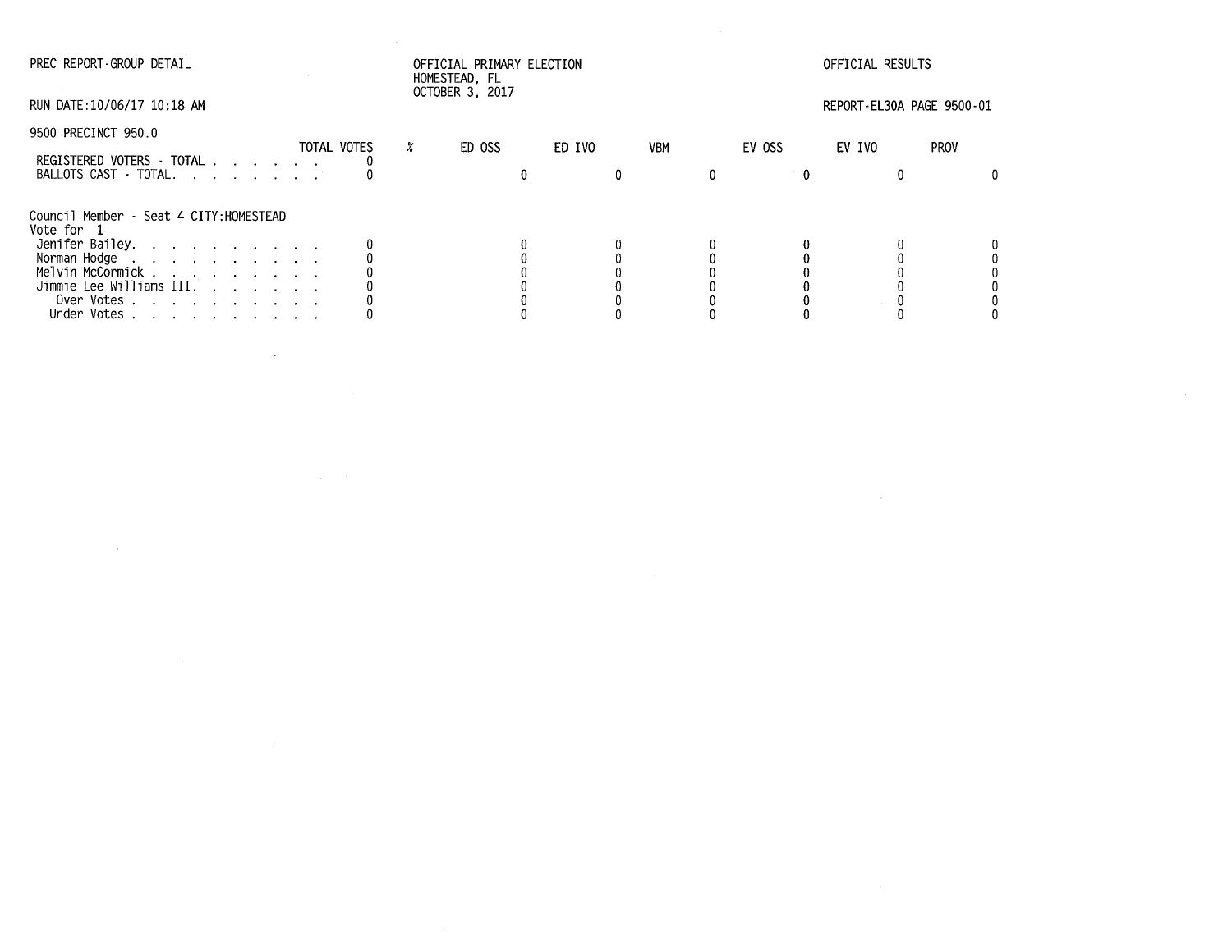PREC REPORT-GROUP DETAIL

OFFICIAL PRIMARY ELECTION
HOMESTEAD, FL
OCTOBER 3, 2017

OFFICIAL RESULTS

RUN DATE:10/06/17 10:18 AM

REPORT-EL30A PAGE 9500-01

9500 PRECINCT 950.0

| | TOTAL VOTES | % | ED OSS | ED IVO | VBM | EV OSS | EV IVO | PROV |
|---|---|---|---|---|---|---|---|---|
| REGISTERED VOTERS - TOTAL | 0 | | | | | | | |
| BALLOTS CAST - TOTAL. | 0 | | 0 | 0 | 0 | 0 | 0 | 0 |

Council Member - Seat 4 CITY:HOMESTEAD
Vote for 1

| | TOTAL VOTES | % | ED OSS | ED IVO | VBM | EV OSS | EV IVO | PROV |
|---|---|---|---|---|---|---|---|---|
| Jenifer Bailey. | 0 | | 0 | 0 | 0 | 0 | 0 | 0 |
| Norman Hodge | 0 | | 0 | 0 | 0 | 0 | 0 | 0 |
| Melvin McCormick | 0 | | 0 | 0 | 0 | 0 | 0 | 0 |
| Jimmie Lee Williams III. | 0 | | 0 | 0 | 0 | 0 | 0 | 0 |
| Over Votes | 0 | | 0 | 0 | 0 | 0 | 0 | 0 |
| Under Votes | 0 | | 0 | 0 | 0 | 0 | 0 | 0 |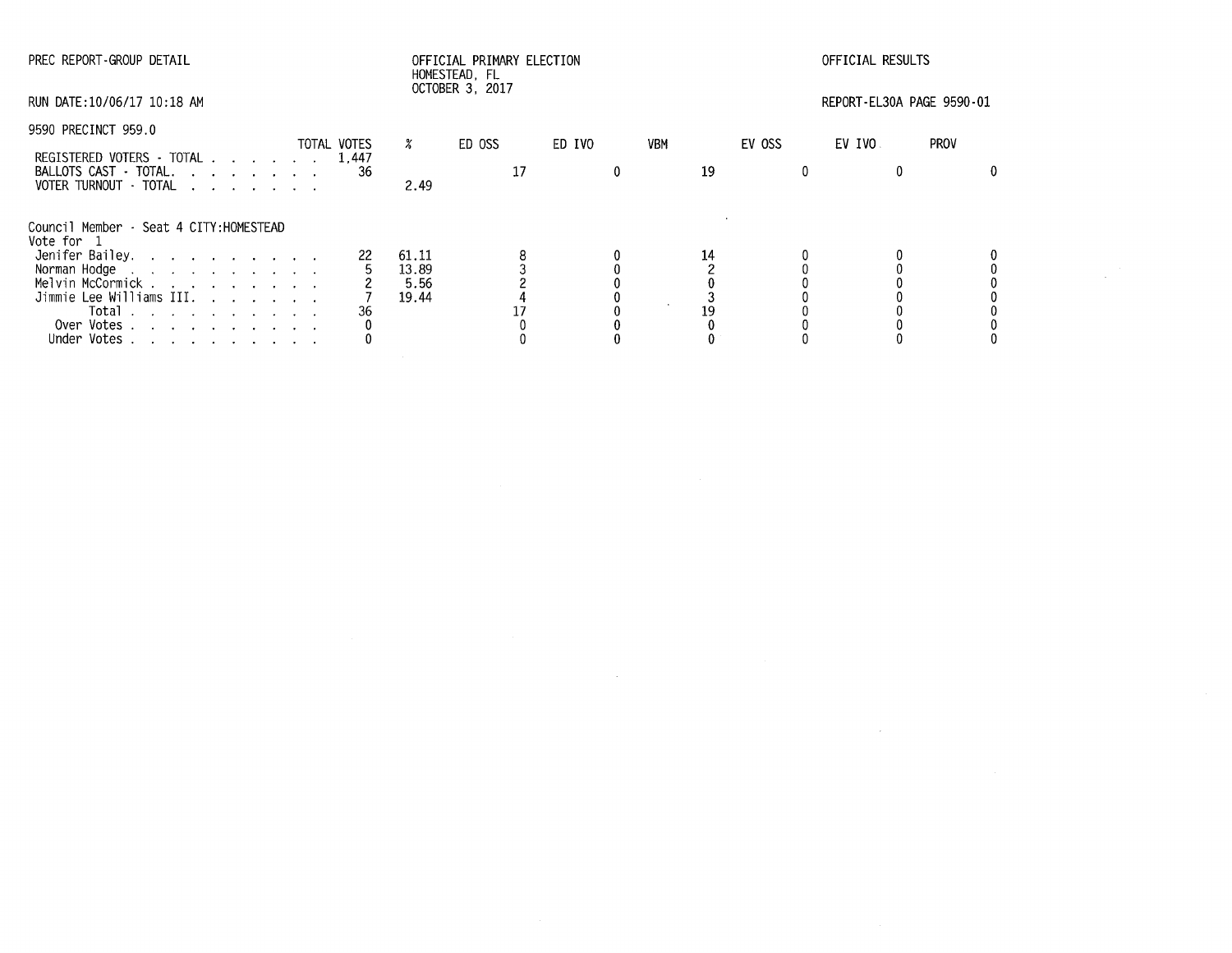PREC REPORT-GROUP DETAIL

OFFICIAL PRIMARY ELECTION
HOMESTEAD, FL
OCTOBER 3, 2017

OFFICIAL RESULTS

RUN DATE:10/06/17 10:18 AM

REPORT-EL30A PAGE 9590-01

9590 PRECINCT 959.0

| | TOTAL VOTES | % | ED OSS | ED IVO | VBM | EV OSS | EV IVO | PROV |
|---|---|---|---|---|---|---|---|---|
| REGISTERED VOTERS - TOTAL . . . . . . . | 1,447 | | | | | | | |
| BALLOTS CAST - TOTAL. . . . . . . . | 36 | | 17 | 0 | 19 | 0 | 0 | 0 |
| VOTER TURNOUT - TOTAL . . . . . . . . | | 2.49 | | | | | | |

Council Member - Seat 4 CITY:HOMESTEAD
Vote for 1

| | TOTAL VOTES | % | ED OSS | ED IVO | VBM | EV OSS | EV IVO | PROV |
|---|---|---|---|---|---|---|---|---|
| Jenifer Bailey. . . . . . . . . . . | 22 | 61.11 | 8 | 0 | 14 | 0 | 0 | 0 |
| Norman Hodge . . . . . . . . . . . | 5 | 13.89 | 3 | 0 | 2 | 0 | 0 | 0 |
| Melvin McCormick . . . . . . . . . . | 2 | 5.56 | 2 | 0 | 0 | 0 | 0 | 0 |
| Jimmie Lee Williams III. . . . . . . . | 7 | 19.44 | 4 | 0 | 3 | 0 | 0 | 0 |
| Total . . . . . . . . . . | 36 | | 17 | 0 | 19 | 0 | 0 | 0 |
| Over Votes . . . . . . . . . . . | 0 | | 0 | 0 | 0 | 0 | 0 | 0 |
| Under Votes . . . . . . . . . . . | 0 | | 0 | 0 | 0 | 0 | 0 | 0 |